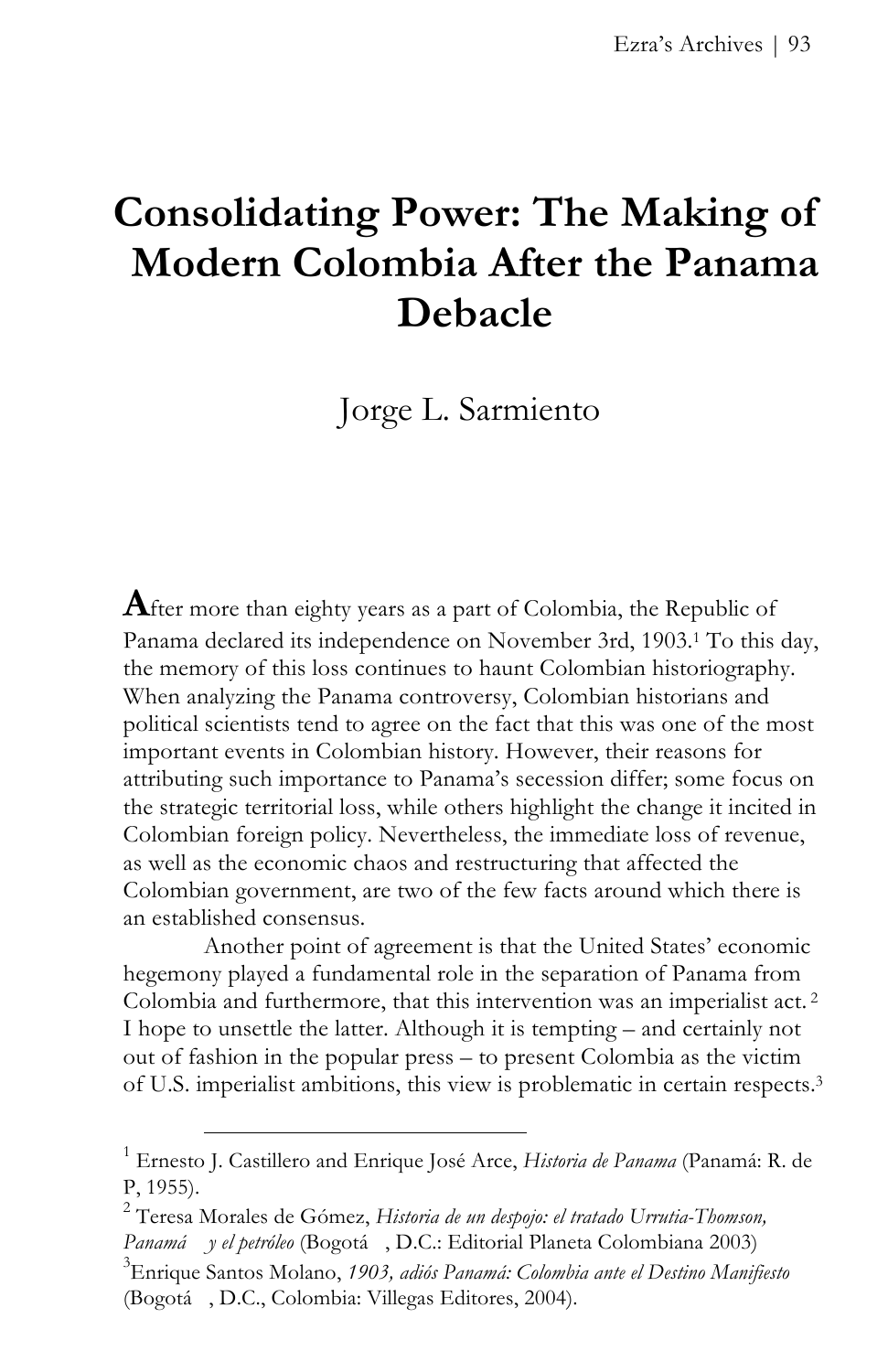# Consolidating Power: The Making of Modern Colombia After the Panama Debacle

Jorge L. Sarmiento

After more than eighty years as a part of Colombia, the Republic of Panama declared its independence on November 3rd, 1903.[1] To this day, the memory of this loss continues to haunt Colombian historiography. When analyzing the Panama controversy, Colombian historians and political scientists tend to agree on the fact that this was one of the most important events in Colombian history. However, their reasons for attributing such importance to Panama's secession differ; some focus on the strategic territorial loss, while others highlight the change it incited in Colombian foreign policy. Nevertheless, the immediate loss of revenue, as well as the economic chaos and restructuring that affected the Colombian government, are two of the few facts around which there is an established consensus.

Another point of agreement is that the United States' economic hegemony played a fundamental role in the separation of Panama from Colombia and furthermore, that this intervention was an imperialist act.[2] I hope to unsettle the latter. Although it is tempting – and certainly not out of fashion in the popular press – to present Colombia as the victim of U.S. imperialist ambitions, this view is problematic in certain respects.[3]

---

[1] Ernesto J. Castillero and Enrique José Arce, *Historia de Panama* (Panamá: R. de P, 1955).

[2] Teresa Morales de Gómez, *Historia de un despojo: el tratado Urrutia-Thomson, Panamá y el petróleo* (Bogotá, D.C.: Editorial Planeta Colombiana 2003)

[3] Enrique Santos Molano, *1903, adiós Panamá: Colombia ante el Destino Manifiesto* (Bogotá, D.C., Colombia: Villegas Editores, 2004).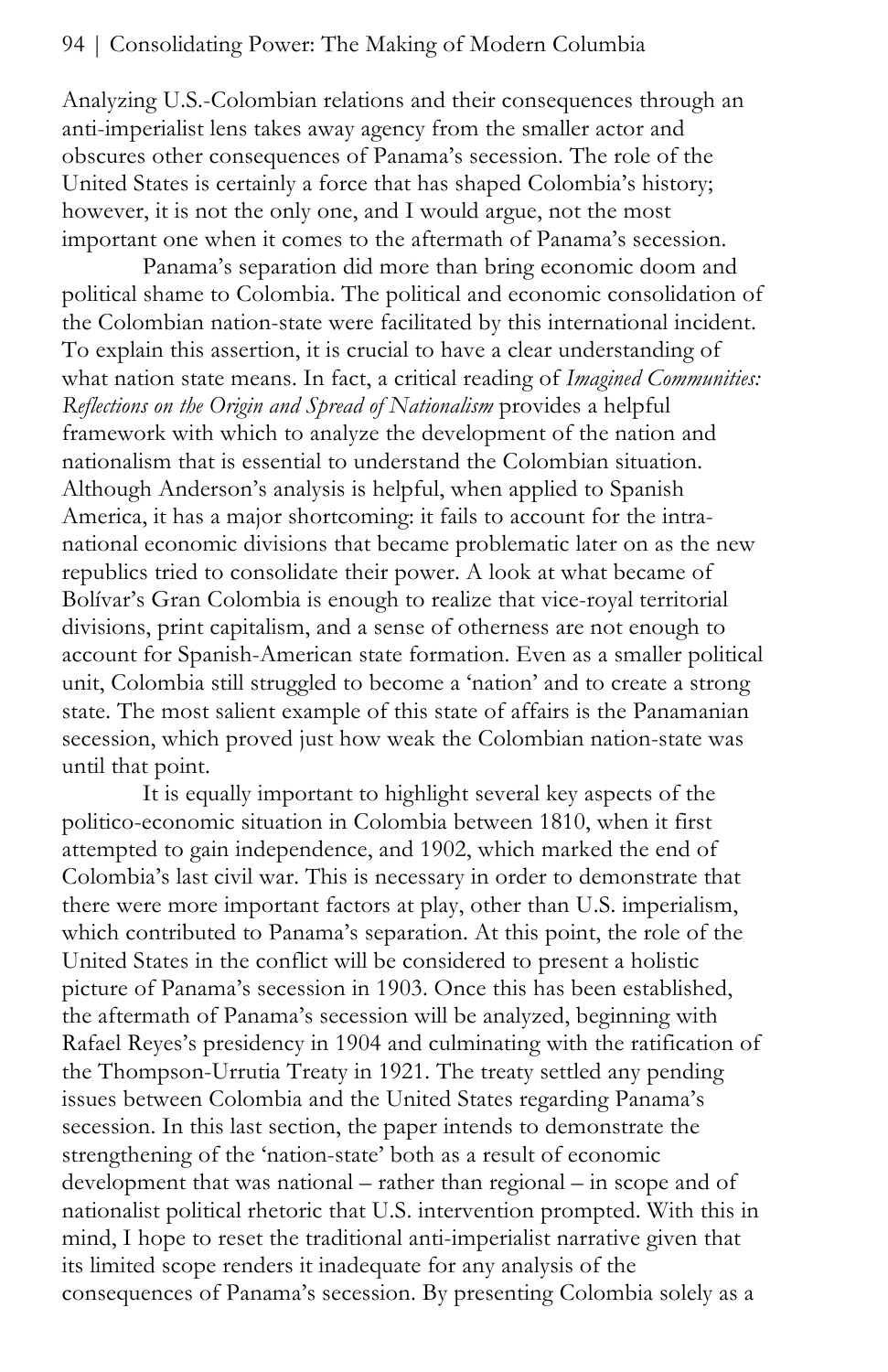Analyzing U.S.-Colombian relations and their consequences through an anti-imperialist lens takes away agency from the smaller actor and obscures other consequences of Panama's secession. The role of the United States is certainly a force that has shaped Colombia's history; however, it is not the only one, and I would argue, not the most important one when it comes to the aftermath of Panama's secession.

Panama's separation did more than bring economic doom and political shame to Colombia. The political and economic consolidation of the Colombian nation-state were facilitated by this international incident. To explain this assertion, it is crucial to have a clear understanding of what nation state means. In fact, a critical reading of *Imagined Communities: Reflections on the Origin and Spread of Nationalism* provides a helpful framework with which to analyze the development of the nation and nationalism that is essential to understand the Colombian situation. Although Anderson's analysis is helpful, when applied to Spanish America, it has a major shortcoming: it fails to account for the intra-national economic divisions that became problematic later on as the new republics tried to consolidate their power. A look at what became of Bolívar's Gran Colombia is enough to realize that vice-royal territorial divisions, print capitalism, and a sense of otherness are not enough to account for Spanish-American state formation. Even as a smaller political unit, Colombia still struggled to become a 'nation' and to create a strong state. The most salient example of this state of affairs is the Panamanian secession, which proved just how weak the Colombian nation-state was until that point.

It is equally important to highlight several key aspects of the politico-economic situation in Colombia between 1810, when it first attempted to gain independence, and 1902, which marked the end of Colombia's last civil war. This is necessary in order to demonstrate that there were more important factors at play, other than U.S. imperialism, which contributed to Panama's separation. At this point, the role of the United States in the conflict will be considered to present a holistic picture of Panama's secession in 1903. Once this has been established, the aftermath of Panama's secession will be analyzed, beginning with Rafael Reyes's presidency in 1904 and culminating with the ratification of the Thompson-Urrutia Treaty in 1921. The treaty settled any pending issues between Colombia and the United States regarding Panama's secession. In this last section, the paper intends to demonstrate the strengthening of the 'nation-state' both as a result of economic development that was national – rather than regional – in scope and of nationalist political rhetoric that U.S. intervention prompted. With this in mind, I hope to reset the traditional anti-imperialist narrative given that its limited scope renders it inadequate for any analysis of the consequences of Panama's secession. By presenting Colombia solely as a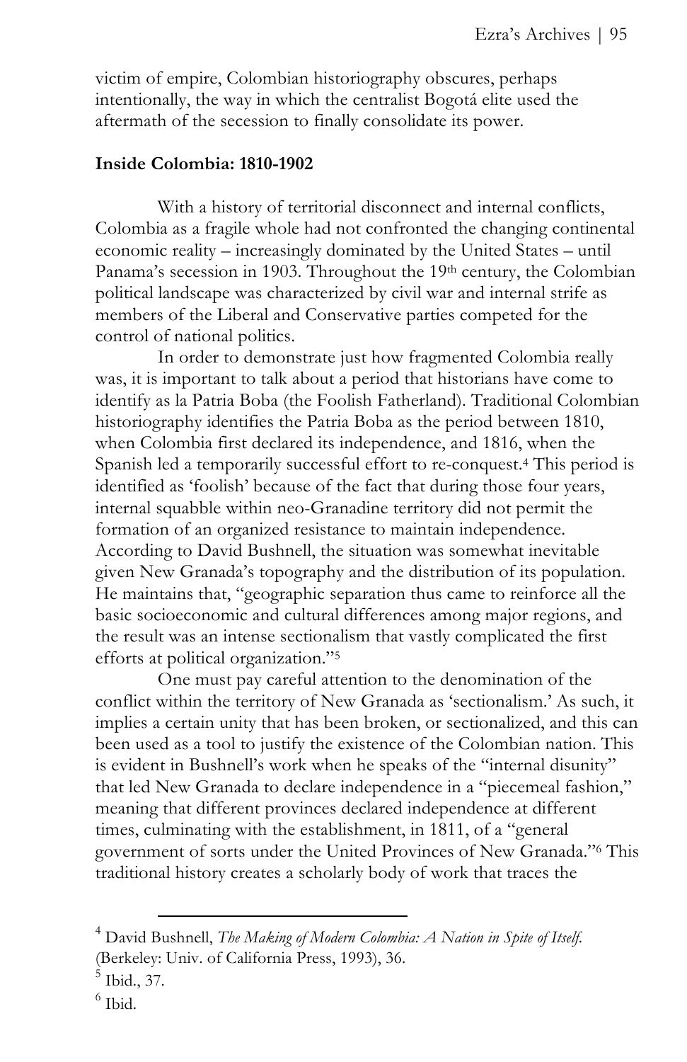victim of empire, Colombian historiography obscures, perhaps intentionally, the way in which the centralist Bogotá elite used the aftermath of the secession to finally consolidate its power.

**Inside Colombia: 1810-1902**

With a history of territorial disconnect and internal conflicts, Colombia as a fragile whole had not confronted the changing continental economic reality – increasingly dominated by the United States – until Panama's secession in 1903. Throughout the 19th century, the Colombian political landscape was characterized by civil war and internal strife as members of the Liberal and Conservative parties competed for the control of national politics.

In order to demonstrate just how fragmented Colombia really was, it is important to talk about a period that historians have come to identify as la Patria Boba (the Foolish Fatherland). Traditional Colombian historiography identifies the Patria Boba as the period between 1810, when Colombia first declared its independence, and 1816, when the Spanish led a temporarily successful effort to re-conquest.[4] This period is identified as 'foolish' because of the fact that during those four years, internal squabble within neo-Granadine territory did not permit the formation of an organized resistance to maintain independence. According to David Bushnell, the situation was somewhat inevitable given New Granada's topography and the distribution of its population. He maintains that, "geographic separation thus came to reinforce all the basic socioeconomic and cultural differences among major regions, and the result was an intense sectionalism that vastly complicated the first efforts at political organization."[5]

One must pay careful attention to the denomination of the conflict within the territory of New Granada as 'sectionalism.' As such, it implies a certain unity that has been broken, or sectionalized, and this can been used as a tool to justify the existence of the Colombian nation. This is evident in Bushnell's work when he speaks of the "internal disunity" that led New Granada to declare independence in a "piecemeal fashion," meaning that different provinces declared independence at different times, culminating with the establishment, in 1811, of a "general government of sorts under the United Provinces of New Granada."[6] This traditional history creates a scholarly body of work that traces the

---

[4] David Bushnell, *The Making of Modern Colombia: A Nation in Spite of Itself.* (Berkeley: Univ. of California Press, 1993), 36.

[5] Ibid., 37.

[6] Ibid.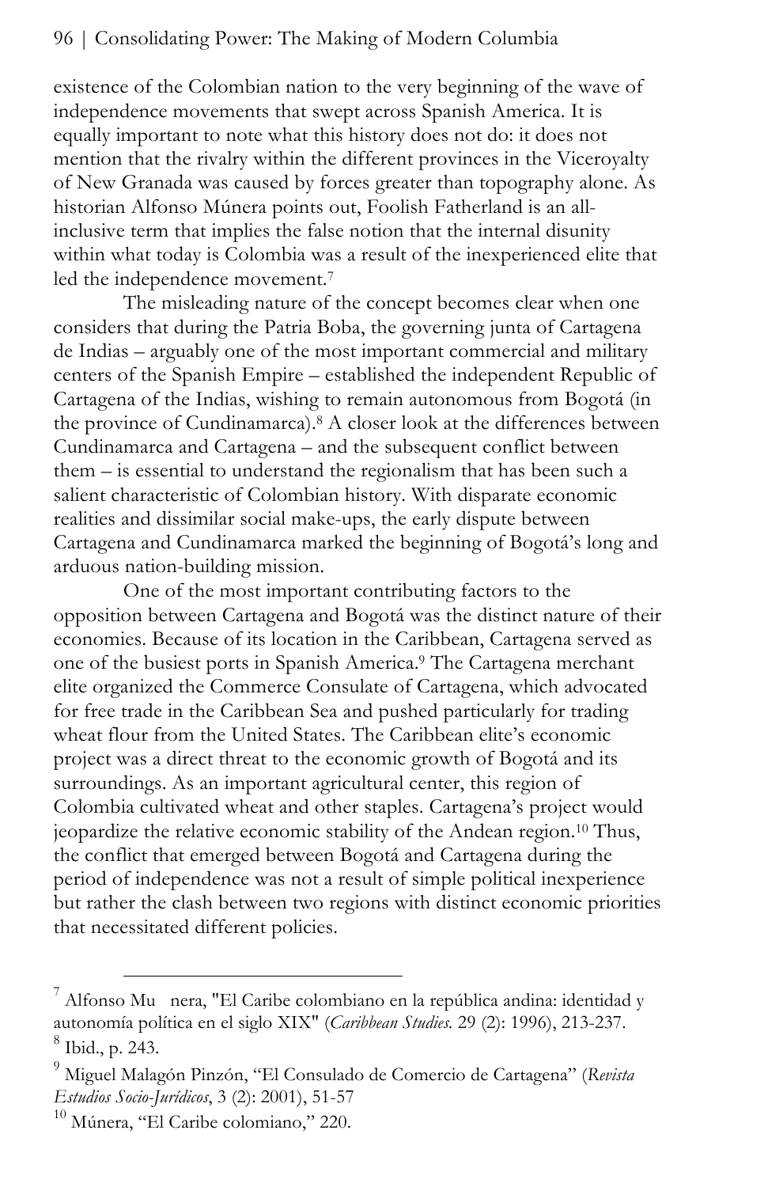existence of the Colombian nation to the very beginning of the wave of independence movements that swept across Spanish America. It is equally important to note what this history does not do: it does not mention that the rivalry within the different provinces in the Viceroyalty of New Granada was caused by forces greater than topography alone. As historian Alfonso Múnera points out, Foolish Fatherland is an all-inclusive term that implies the false notion that the internal disunity within what today is Colombia was a result of the inexperienced elite that led the independence movement.[7]

The misleading nature of the concept becomes clear when one considers that during the Patria Boba, the governing junta of Cartagena de Indias – arguably one of the most important commercial and military centers of the Spanish Empire – established the independent Republic of Cartagena of the Indias, wishing to remain autonomous from Bogotá (in the province of Cundinamarca).[8] A closer look at the differences between Cundinamarca and Cartagena – and the subsequent conflict between them – is essential to understand the regionalism that has been such a salient characteristic of Colombian history. With disparate economic realities and dissimilar social make-ups, the early dispute between Cartagena and Cundinamarca marked the beginning of Bogotá's long and arduous nation-building mission.

One of the most important contributing factors to the opposition between Cartagena and Bogotá was the distinct nature of their economies. Because of its location in the Caribbean, Cartagena served as one of the busiest ports in Spanish America.[9] The Cartagena merchant elite organized the Commerce Consulate of Cartagena, which advocated for free trade in the Caribbean Sea and pushed particularly for trading wheat flour from the United States. The Caribbean elite's economic project was a direct threat to the economic growth of Bogotá and its surroundings. As an important agricultural center, this region of Colombia cultivated wheat and other staples. Cartagena's project would jeopardize the relative economic stability of the Andean region.[10] Thus, the conflict that emerged between Bogotá and Cartagena during the period of independence was not a result of simple political inexperience but rather the clash between two regions with distinct economic priorities that necessitated different policies.

---

[7] Alfonso Mu nera, "El Caribe colombiano en la república andina: identidad y autonomía política en el siglo XIX" (*Caribbean Studies.* 29 (2): 1996), 213-237.

[8] Ibid., p. 243.

[9] Miguel Malagón Pinzón, "El Consulado de Comercio de Cartagena" (*Revista Estudios Socio-Jurídicos*, 3 (2): 2001), 51-57

[10] Múnera, "El Caribe colomiano," 220.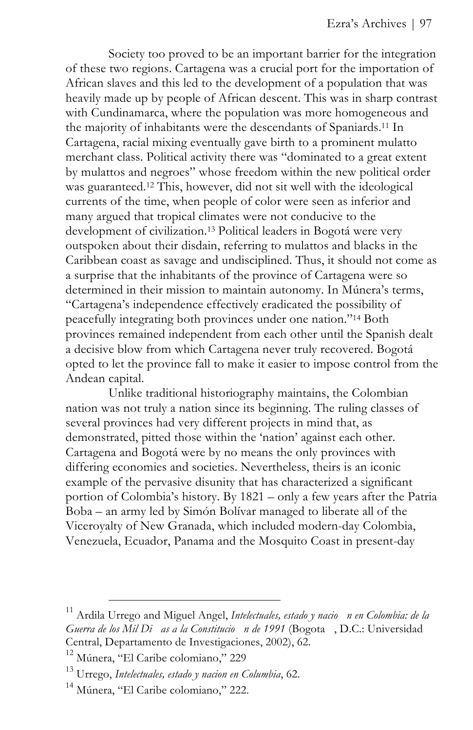Society too proved to be an important barrier for the integration of these two regions. Cartagena was a crucial port for the importation of African slaves and this led to the development of a population that was heavily made up by people of African descent. This was in sharp contrast with Cundinamarca, where the population was more homogeneous and the majority of inhabitants were the descendants of Spaniards.[11] In Cartagena, racial mixing eventually gave birth to a prominent mulatto merchant class. Political activity there was "dominated to a great extent by mulattos and negroes" whose freedom within the new political order was guaranteed.[12] This, however, did not sit well with the ideological currents of the time, when people of color were seen as inferior and many argued that tropical climates were not conducive to the development of civilization.[13] Political leaders in Bogotá were very outspoken about their disdain, referring to mulattos and blacks in the Caribbean coast as savage and undisciplined. Thus, it should not come as a surprise that the inhabitants of the province of Cartagena were so determined in their mission to maintain autonomy. In Múnera's terms, "Cartagena's independence effectively eradicated the possibility of peacefully integrating both provinces under one nation."[14] Both provinces remained independent from each other until the Spanish dealt a decisive blow from which Cartagena never truly recovered. Bogotá opted to let the province fall to make it easier to impose control from the Andean capital.

Unlike traditional historiography maintains, the Colombian nation was not truly a nation since its beginning. The ruling classes of several provinces had very different projects in mind that, as demonstrated, pitted those within the 'nation' against each other. Cartagena and Bogotá were by no means the only provinces with differing economies and societies. Nevertheless, theirs is an iconic example of the pervasive disunity that has characterized a significant portion of Colombia's history. By 1821 – only a few years after the Patria Boba – an army led by Simón Bolívar managed to liberate all of the Viceroyalty of New Granada, which included modern-day Colombia, Venezuela, Ecuador, Panama and the Mosquito Coast in present-day

---

[11] Ardila Urrego and Miguel Angel, *Intelectuales, estado y nacio n en Colombia: de la Guerra de los Mil Di as a la Constitucio n de 1991* (Bogota , D.C.: Universidad Central, Departamento de Investigaciones, 2002), 62.

[12] Múnera, "El Caribe colomiano," 229

[13] Urrego, *Intelectuales, estado y nacion en Columbia*, 62.

[14] Múnera, "El Caribe colomiano," 222.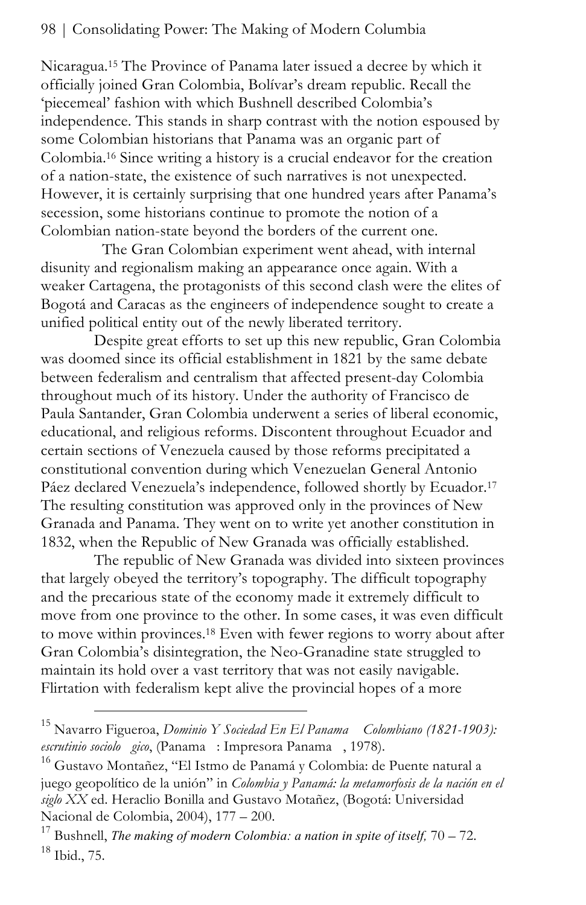Nicaragua.[15] The Province of Panama later issued a decree by which it officially joined Gran Colombia, Bolívar's dream republic. Recall the 'piecemeal' fashion with which Bushnell described Colombia's independence. This stands in sharp contrast with the notion espoused by some Colombian historians that Panama was an organic part of Colombia.[16] Since writing a history is a crucial endeavor for the creation of a nation-state, the existence of such narratives is not unexpected. However, it is certainly surprising that one hundred years after Panama's secession, some historians continue to promote the notion of a Colombian nation-state beyond the borders of the current one.

The Gran Colombian experiment went ahead, with internal disunity and regionalism making an appearance once again. With a weaker Cartagena, the protagonists of this second clash were the elites of Bogotá and Caracas as the engineers of independence sought to create a unified political entity out of the newly liberated territory.

Despite great efforts to set up this new republic, Gran Colombia was doomed since its official establishment in 1821 by the same debate between federalism and centralism that affected present-day Colombia throughout much of its history. Under the authority of Francisco de Paula Santander, Gran Colombia underwent a series of liberal economic, educational, and religious reforms. Discontent throughout Ecuador and certain sections of Venezuela caused by those reforms precipitated a constitutional convention during which Venezuelan General Antonio Páez declared Venezuela's independence, followed shortly by Ecuador.[17] The resulting constitution was approved only in the provinces of New Granada and Panama. They went on to write yet another constitution in 1832, when the Republic of New Granada was officially established.

The republic of New Granada was divided into sixteen provinces that largely obeyed the territory's topography. The difficult topography and the precarious state of the economy made it extremely difficult to move from one province to the other. In some cases, it was even difficult to move within provinces.[18] Even with fewer regions to worry about after Gran Colombia's disintegration, the Neo-Granadine state struggled to maintain its hold over a vast territory that was not easily navigable. Flirtation with federalism kept alive the provincial hopes of a more

---

[15] Navarro Figueroa, *Dominio Y Sociedad En El Panama Colombiano (1821-1903): escrutinio sociolo gico*, (Panama : Impresora Panama , 1978).

[16] Gustavo Montañez, "El Istmo de Panamá y Colombia: de Puente natural a juego geopolítico de la unión" in *Colombia y Panamá: la metamorfosis de la nación en el siglo XX* ed. Heraclio Bonilla and Gustavo Motañez, (Bogotá: Universidad Nacional de Colombia, 2004), 177 – 200.

[17] Bushnell, *The making of modern Colombia: a nation in spite of itself,* 70 – 72.

[18] Ibid., 75.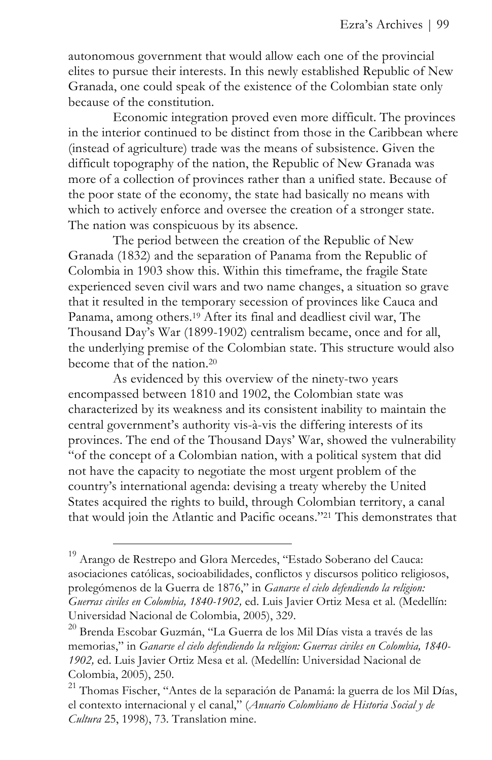autonomous government that would allow each one of the provincial elites to pursue their interests. In this newly established Republic of New Granada, one could speak of the existence of the Colombian state only because of the constitution.

Economic integration proved even more difficult. The provinces in the interior continued to be distinct from those in the Caribbean where (instead of agriculture) trade was the means of subsistence. Given the difficult topography of the nation, the Republic of New Granada was more of a collection of provinces rather than a unified state. Because of the poor state of the economy, the state had basically no means with which to actively enforce and oversee the creation of a stronger state. The nation was conspicuous by its absence.

The period between the creation of the Republic of New Granada (1832) and the separation of Panama from the Republic of Colombia in 1903 show this. Within this timeframe, the fragile State experienced seven civil wars and two name changes, a situation so grave that it resulted in the temporary secession of provinces like Cauca and Panama, among others.[19] After its final and deadliest civil war, The Thousand Day's War (1899-1902) centralism became, once and for all, the underlying premise of the Colombian state. This structure would also become that of the nation.[20]

As evidenced by this overview of the ninety-two years encompassed between 1810 and 1902, the Colombian state was characterized by its weakness and its consistent inability to maintain the central government's authority vis-à-vis the differing interests of its provinces. The end of the Thousand Days' War, showed the vulnerability "of the concept of a Colombian nation, with a political system that did not have the capacity to negotiate the most urgent problem of the country's international agenda: devising a treaty whereby the United States acquired the rights to build, through Colombian territory, a canal that would join the Atlantic and Pacific oceans."[21] This demonstrates that

---

[19] Arango de Restrepo and Glora Mercedes, "Estado Soberano del Cauca: asociaciones católicas, socioabilidades, conflictos y discursos politico religiosos, prolegómenos de la Guerra de 1876," in *Ganarse el cielo defendiendo la religion: Guerras civiles en Colombia, 1840-1902,* ed. Luis Javier Ortiz Mesa et al. (Medellín: Universidad Nacional de Colombia, 2005), 329.

[20] Brenda Escobar Guzmán, "La Guerra de los Mil Días vista a través de las memorias," in *Ganarse el cielo defendiendo la religion: Guerras civiles en Colombia, 1840-1902,* ed. Luis Javier Ortiz Mesa et al. (Medellín: Universidad Nacional de Colombia, 2005), 250.

[21] Thomas Fischer, "Antes de la separación de Panamá: la guerra de los Mil Días, el contexto internacional y el canal," (*Anuario Colombiano de Historia Social y de Cultura* 25, 1998), 73. Translation mine.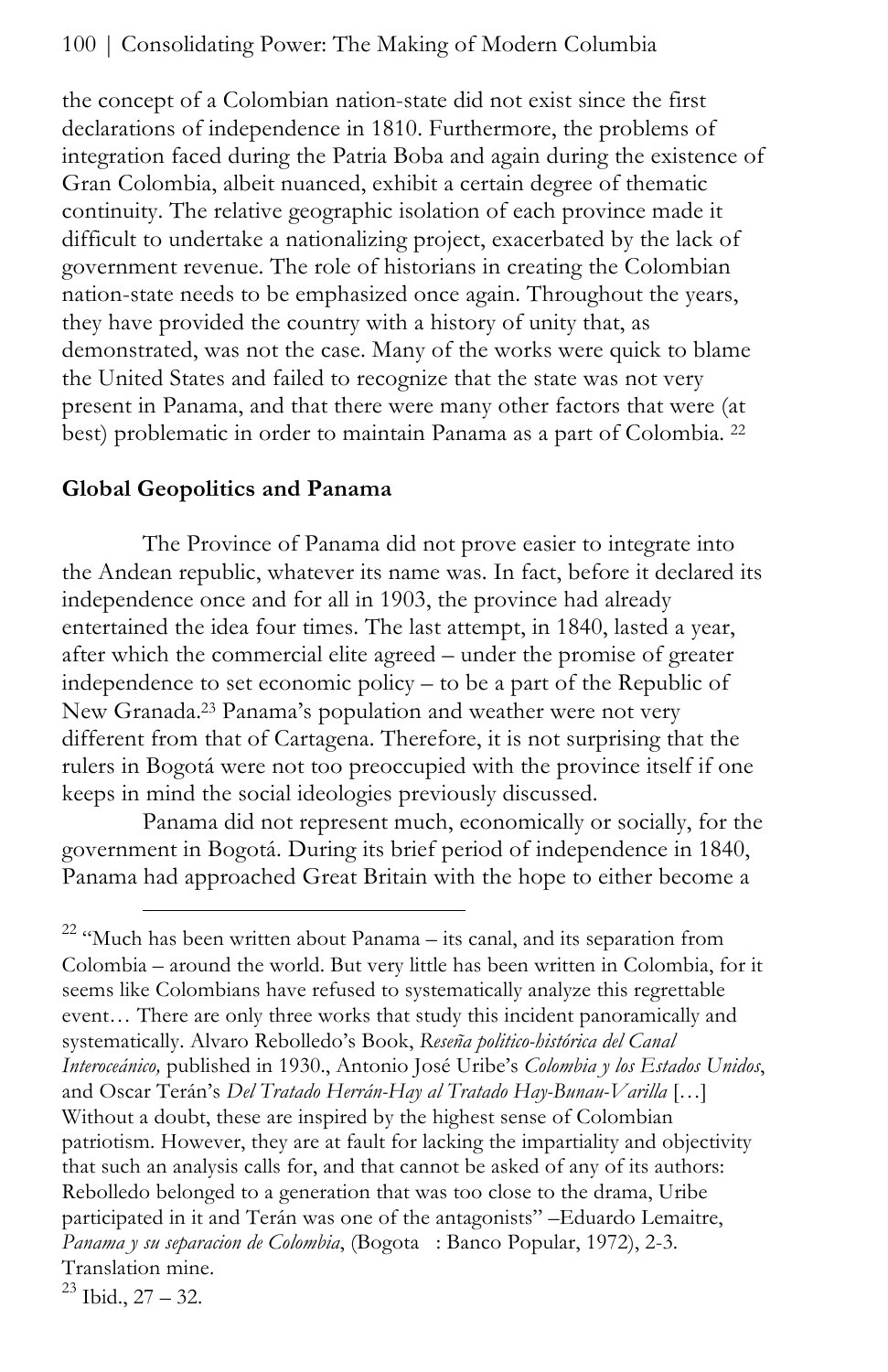the concept of a Colombian nation-state did not exist since the first declarations of independence in 1810. Furthermore, the problems of integration faced during the Patria Boba and again during the existence of Gran Colombia, albeit nuanced, exhibit a certain degree of thematic continuity. The relative geographic isolation of each province made it difficult to undertake a nationalizing project, exacerbated by the lack of government revenue. The role of historians in creating the Colombian nation-state needs to be emphasized once again. Throughout the years, they have provided the country with a history of unity that, as demonstrated, was not the case. Many of the works were quick to blame the United States and failed to recognize that the state was not very present in Panama, and that there were many other factors that were (at best) problematic in order to maintain Panama as a part of Colombia. [22]

**Global Geopolitics and Panama**

The Province of Panama did not prove easier to integrate into the Andean republic, whatever its name was. In fact, before it declared its independence once and for all in 1903, the province had already entertained the idea four times. The last attempt, in 1840, lasted a year, after which the commercial elite agreed – under the promise of greater independence to set economic policy – to be a part of the Republic of New Granada.[23] Panama's population and weather were not very different from that of Cartagena. Therefore, it is not surprising that the rulers in Bogotá were not too preoccupied with the province itself if one keeps in mind the social ideologies previously discussed.

Panama did not represent much, economically or socially, for the government in Bogotá. During its brief period of independence in 1840, Panama had approached Great Britain with the hope to either become a

---

[22] "Much has been written about Panama – its canal, and its separation from Colombia – around the world. But very little has been written in Colombia, for it seems like Colombians have refused to systematically analyze this regrettable event… There are only three works that study this incident panoramically and systematically. Alvaro Rebolledo's Book, *Reseña politico-histórica del Canal Interoceánico,* published in 1930., Antonio José Uribe's *Colombia y los Estados Unidos*, and Oscar Terán's *Del Tratado Herrán-Hay al Tratado Hay-Bunau-Varilla* […] Without a doubt, these are inspired by the highest sense of Colombian patriotism. However, they are at fault for lacking the impartiality and objectivity that such an analysis calls for, and that cannot be asked of any of its authors: Rebolledo belonged to a generation that was too close to the drama, Uribe participated in it and Terán was one of the antagonists" –Eduardo Lemaitre, *Panama y su separacion de Colombia*, (Bogota : Banco Popular, 1972), 2-3. Translation mine.

[23] Ibid., 27 – 32.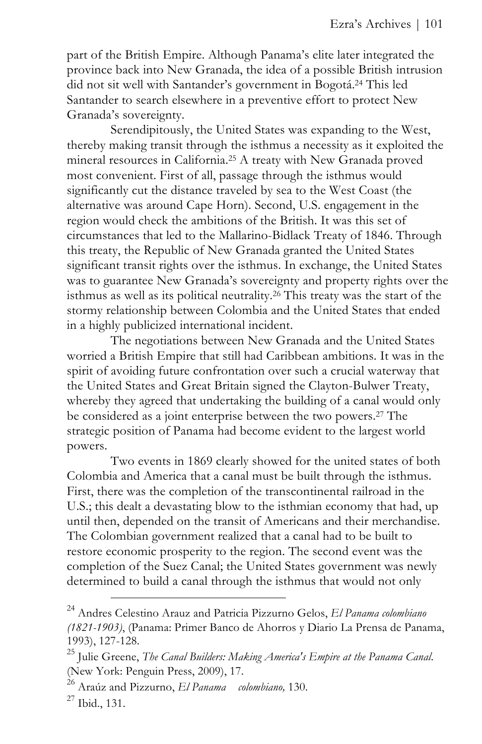part of the British Empire. Although Panama's elite later integrated the province back into New Granada, the idea of a possible British intrusion did not sit well with Santander's government in Bogotá.[24] This led Santander to search elsewhere in a preventive effort to protect New Granada's sovereignty.

Serendipitously, the United States was expanding to the West, thereby making transit through the isthmus a necessity as it exploited the mineral resources in California.[25] A treaty with New Granada proved most convenient. First of all, passage through the isthmus would significantly cut the distance traveled by sea to the West Coast (the alternative was around Cape Horn). Second, U.S. engagement in the region would check the ambitions of the British. It was this set of circumstances that led to the Mallarino-Bidlack Treaty of 1846. Through this treaty, the Republic of New Granada granted the United States significant transit rights over the isthmus. In exchange, the United States was to guarantee New Granada's sovereignty and property rights over the isthmus as well as its political neutrality.[26] This treaty was the start of the stormy relationship between Colombia and the United States that ended in a highly publicized international incident.

The negotiations between New Granada and the United States worried a British Empire that still had Caribbean ambitions. It was in the spirit of avoiding future confrontation over such a crucial waterway that the United States and Great Britain signed the Clayton-Bulwer Treaty, whereby they agreed that undertaking the building of a canal would only be considered as a joint enterprise between the two powers.[27] The strategic position of Panama had become evident to the largest world powers.

Two events in 1869 clearly showed for the united states of both Colombia and America that a canal must be built through the isthmus. First, there was the completion of the transcontinental railroad in the U.S.; this dealt a devastating blow to the isthmian economy that had, up until then, depended on the transit of Americans and their merchandise. The Colombian government realized that a canal had to be built to restore economic prosperity to the region. The second event was the completion of the Suez Canal; the United States government was newly determined to build a canal through the isthmus that would not only

---

[24] Andres Celestino Arauz and Patricia Pizzurno Gelos, *El Panama colombiano (1821-1903)*, (Panama: Primer Banco de Ahorros y Diario La Prensa de Panama, 1993), 127-128.

[25] Julie Greene, *The Canal Builders: Making America's Empire at the Panama Canal*. (New York: Penguin Press, 2009), 17.

[26] Araúz and Pizzurno, *El Panama colombiano,* 130.

[27] Ibid., 131.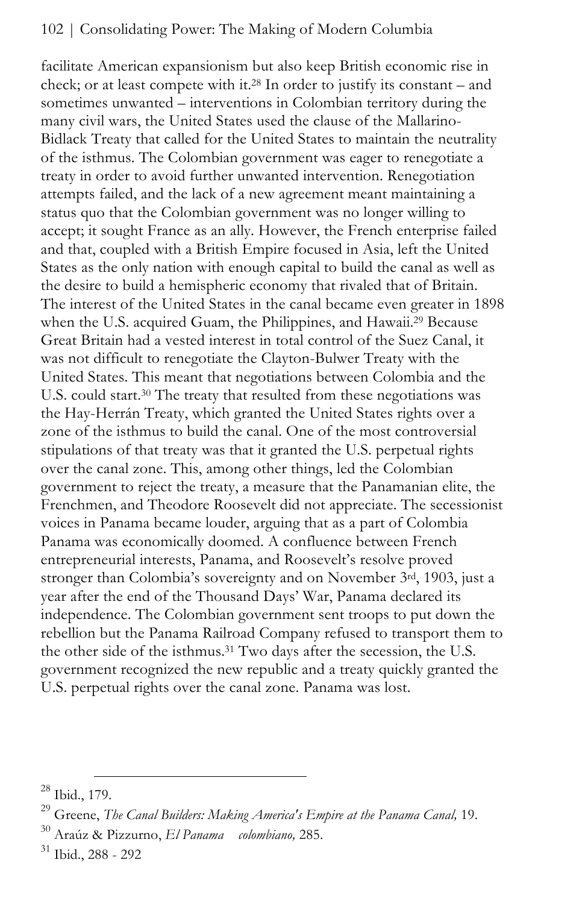facilitate American expansionism but also keep British economic rise in check; or at least compete with it.[28] In order to justify its constant – and sometimes unwanted – interventions in Colombian territory during the many civil wars, the United States used the clause of the Mallarino-Bidlack Treaty that called for the United States to maintain the neutrality of the isthmus. The Colombian government was eager to renegotiate a treaty in order to avoid further unwanted intervention. Renegotiation attempts failed, and the lack of a new agreement meant maintaining a status quo that the Colombian government was no longer willing to accept; it sought France as an ally. However, the French enterprise failed and that, coupled with a British Empire focused in Asia, left the United States as the only nation with enough capital to build the canal as well as the desire to build a hemispheric economy that rivaled that of Britain. The interest of the United States in the canal became even greater in 1898 when the U.S. acquired Guam, the Philippines, and Hawaii.[29] Because Great Britain had a vested interest in total control of the Suez Canal, it was not difficult to renegotiate the Clayton-Bulwer Treaty with the United States. This meant that negotiations between Colombia and the U.S. could start.[30] The treaty that resulted from these negotiations was the Hay-Herrán Treaty, which granted the United States rights over a zone of the isthmus to build the canal. One of the most controversial stipulations of that treaty was that it granted the U.S. perpetual rights over the canal zone. This, among other things, led the Colombian government to reject the treaty, a measure that the Panamanian elite, the Frenchmen, and Theodore Roosevelt did not appreciate. The secessionist voices in Panama became louder, arguing that as a part of Colombia Panama was economically doomed. A confluence between French entrepreneurial interests, Panama, and Roosevelt's resolve proved stronger than Colombia's sovereignty and on November 3rd, 1903, just a year after the end of the Thousand Days' War, Panama declared its independence. The Colombian government sent troops to put down the rebellion but the Panama Railroad Company refused to transport them to the other side of the isthmus.[31] Two days after the secession, the U.S. government recognized the new republic and a treaty quickly granted the U.S. perpetual rights over the canal zone. Panama was lost.

---

[28] Ibid., 179.

[29] Greene, *The Canal Builders: Making America's Empire at the Panama Canal,* 19.

[30] Araúz & Pizzurno, *El Panama colombiano,* 285.

[31] Ibid., 288 - 292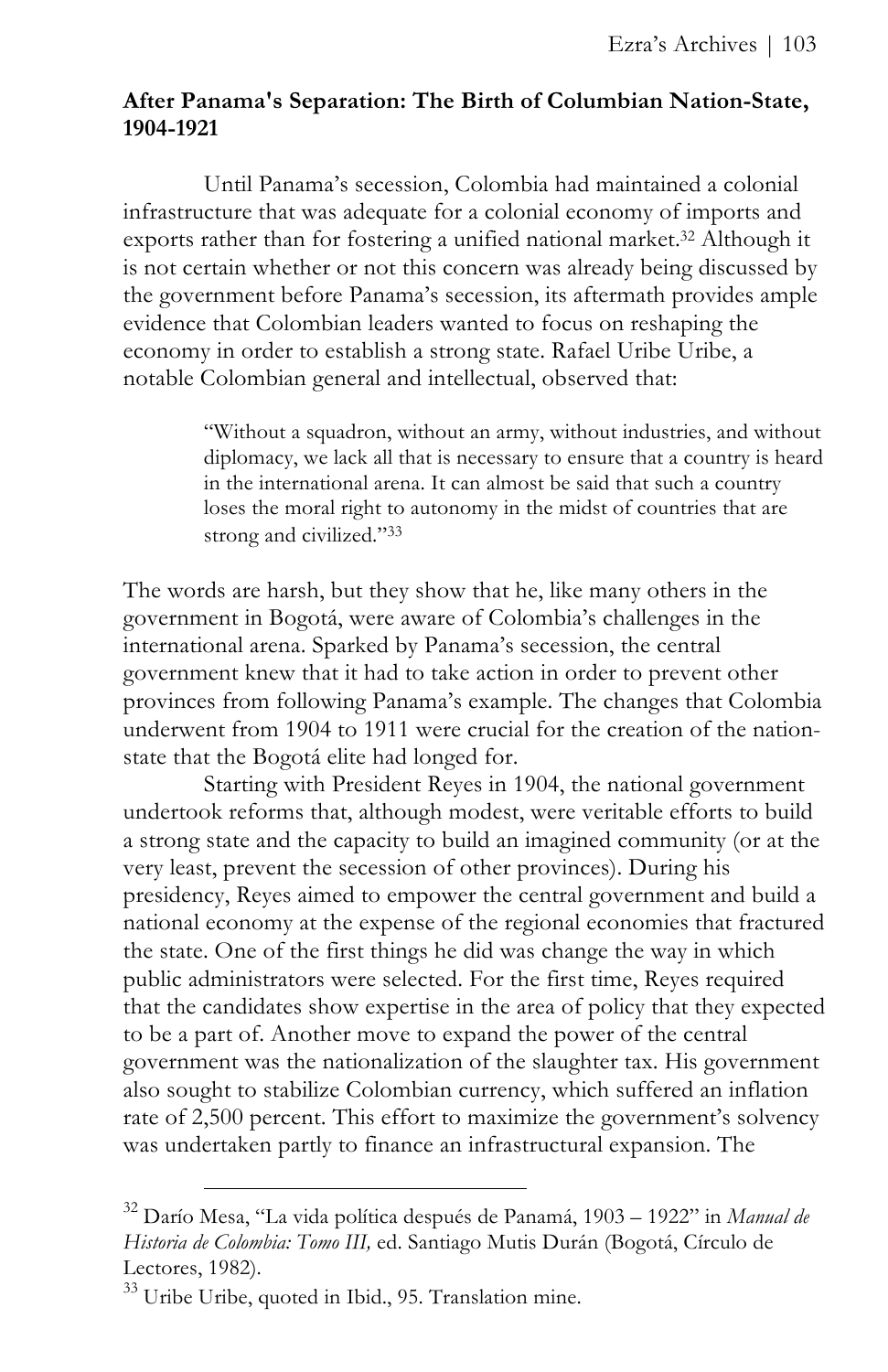**After Panama's Separation: The Birth of Columbian Nation-State, 1904-1921**

Until Panama's secession, Colombia had maintained a colonial infrastructure that was adequate for a colonial economy of imports and exports rather than for fostering a unified national market.[32] Although it is not certain whether or not this concern was already being discussed by the government before Panama's secession, its aftermath provides ample evidence that Colombian leaders wanted to focus on reshaping the economy in order to establish a strong state. Rafael Uribe Uribe, a notable Colombian general and intellectual, observed that:

> "Without a squadron, without an army, without industries, and without diplomacy, we lack all that is necessary to ensure that a country is heard in the international arena. It can almost be said that such a country loses the moral right to autonomy in the midst of countries that are strong and civilized."[33]

The words are harsh, but they show that he, like many others in the government in Bogotá, were aware of Colombia's challenges in the international arena. Sparked by Panama's secession, the central government knew that it had to take action in order to prevent other provinces from following Panama's example. The changes that Colombia underwent from 1904 to 1911 were crucial for the creation of the nation-state that the Bogotá elite had longed for.

Starting with President Reyes in 1904, the national government undertook reforms that, although modest, were veritable efforts to build a strong state and the capacity to build an imagined community (or at the very least, prevent the secession of other provinces). During his presidency, Reyes aimed to empower the central government and build a national economy at the expense of the regional economies that fractured the state. One of the first things he did was change the way in which public administrators were selected. For the first time, Reyes required that the candidates show expertise in the area of policy that they expected to be a part of. Another move to expand the power of the central government was the nationalization of the slaughter tax. His government also sought to stabilize Colombian currency, which suffered an inflation rate of 2,500 percent. This effort to maximize the government's solvency was undertaken partly to finance an infrastructural expansion. The

---

[32] Darío Mesa, "La vida política después de Panamá, 1903 – 1922" in *Manual de Historia de Colombia: Tomo III,* ed. Santiago Mutis Durán (Bogotá, Círculo de Lectores, 1982).

[33] Uribe Uribe, quoted in Ibid., 95. Translation mine.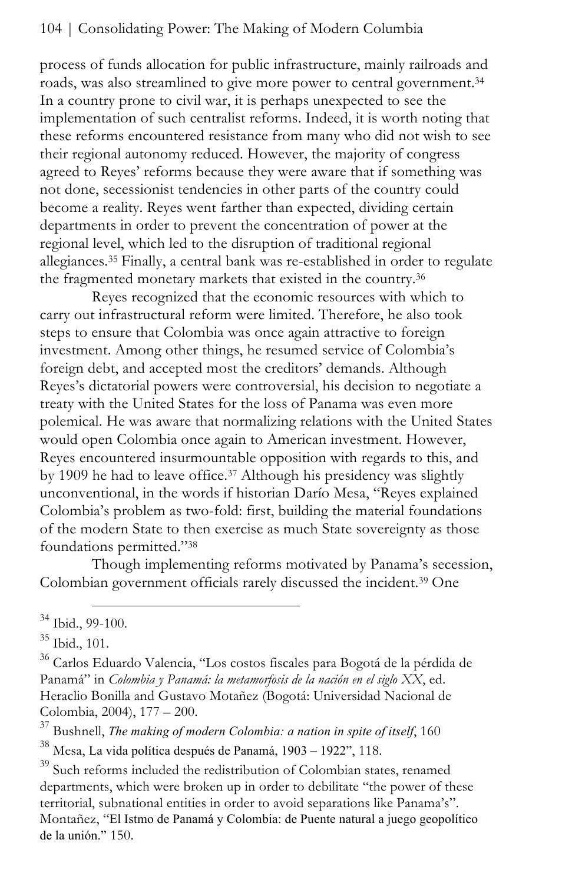process of funds allocation for public infrastructure, mainly railroads and roads, was also streamlined to give more power to central government.[34] In a country prone to civil war, it is perhaps unexpected to see the implementation of such centralist reforms. Indeed, it is worth noting that these reforms encountered resistance from many who did not wish to see their regional autonomy reduced. However, the majority of congress agreed to Reyes' reforms because they were aware that if something was not done, secessionist tendencies in other parts of the country could become a reality. Reyes went farther than expected, dividing certain departments in order to prevent the concentration of power at the regional level, which led to the disruption of traditional regional allegiances.[35] Finally, a central bank was re-established in order to regulate the fragmented monetary markets that existed in the country.[36]

Reyes recognized that the economic resources with which to carry out infrastructural reform were limited. Therefore, he also took steps to ensure that Colombia was once again attractive to foreign investment. Among other things, he resumed service of Colombia's foreign debt, and accepted most the creditors' demands. Although Reyes's dictatorial powers were controversial, his decision to negotiate a treaty with the United States for the loss of Panama was even more polemical. He was aware that normalizing relations with the United States would open Colombia once again to American investment. However, Reyes encountered insurmountable opposition with regards to this, and by 1909 he had to leave office.[37] Although his presidency was slightly unconventional, in the words if historian Darío Mesa, "Reyes explained Colombia's problem as two-fold: first, building the material foundations of the modern State to then exercise as much State sovereignty as those foundations permitted."[38]

Though implementing reforms motivated by Panama's secession, Colombian government officials rarely discussed the incident.[39] One

---

[34] Ibid., 99-100.

[35] Ibid., 101.

[36] Carlos Eduardo Valencia, "Los costos fiscales para Bogotá de la pérdida de Panamá" in *Colombia y Panamá: la metamorfosis de la nación en el siglo XX*, ed. Heraclio Bonilla and Gustavo Motañez (Bogotá: Universidad Nacional de Colombia, 2004), 177 – 200.

[37] Bushnell, *The making of modern Colombia: a nation in spite of itself*, 160

[38] Mesa, La vida política después de Panamá, 1903 – 1922", 118.

[39] Such reforms included the redistribution of Colombian states, renamed departments, which were broken up in order to debilitate "the power of these territorial, subnational entities in order to avoid separations like Panama's". Montañez, "El Istmo de Panamá y Colombia: de Puente natural a juego geopolítico de la unión." 150.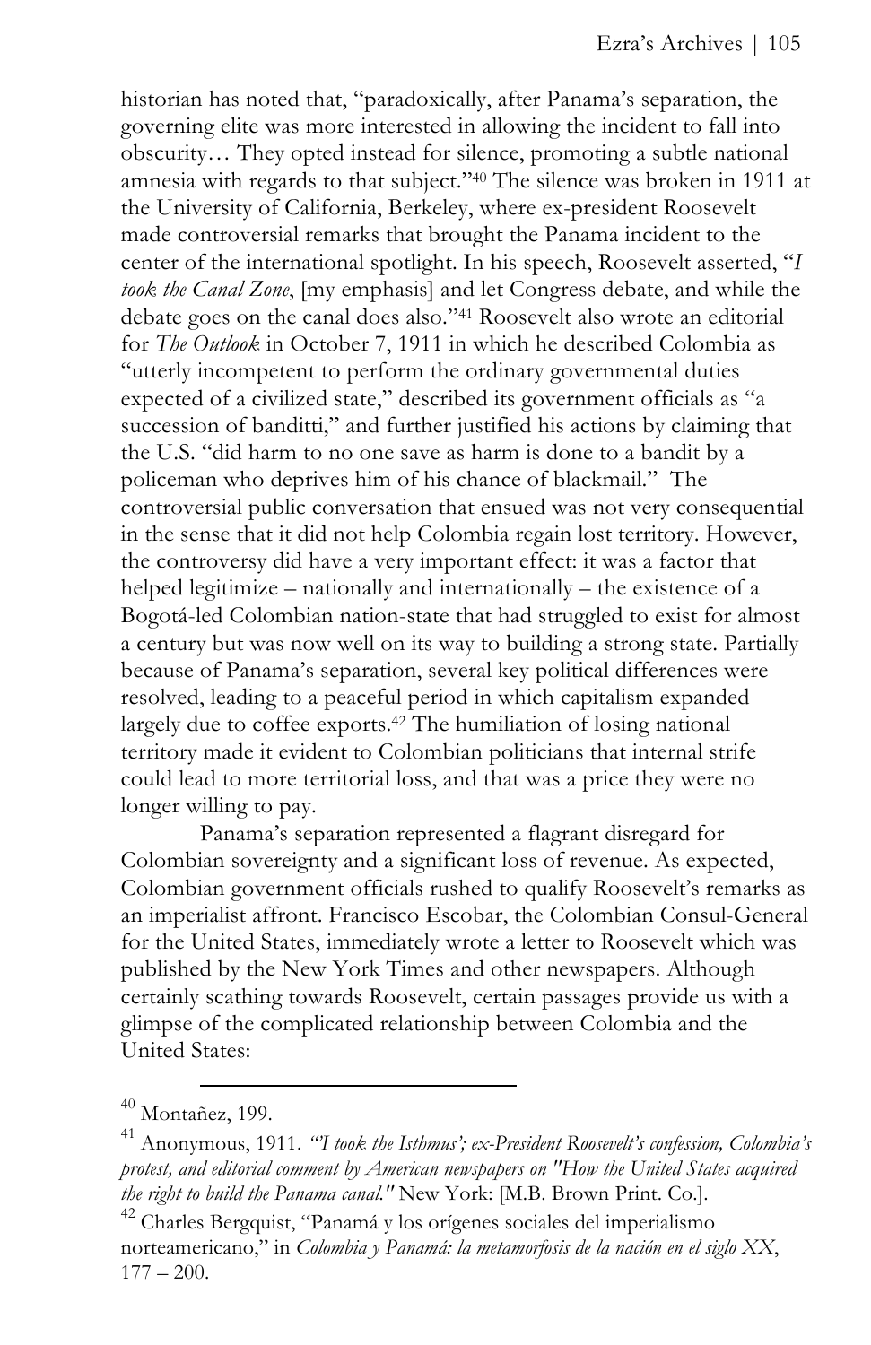historian has noted that, "paradoxically, after Panama's separation, the governing elite was more interested in allowing the incident to fall into obscurity… They opted instead for silence, promoting a subtle national amnesia with regards to that subject."[40] The silence was broken in 1911 at the University of California, Berkeley, where ex-president Roosevelt made controversial remarks that brought the Panama incident to the center of the international spotlight. In his speech, Roosevelt asserted, "*I took the Canal Zone*, [my emphasis] and let Congress debate, and while the debate goes on the canal does also."[41] Roosevelt also wrote an editorial for *The Outlook* in October 7, 1911 in which he described Colombia as "utterly incompetent to perform the ordinary governmental duties expected of a civilized state," described its government officials as "a succession of banditti," and further justified his actions by claiming that the U.S. "did harm to no one save as harm is done to a bandit by a policeman who deprives him of his chance of blackmail." The controversial public conversation that ensued was not very consequential in the sense that it did not help Colombia regain lost territory. However, the controversy did have a very important effect: it was a factor that helped legitimize – nationally and internationally – the existence of a Bogotá-led Colombian nation-state that had struggled to exist for almost a century but was now well on its way to building a strong state. Partially because of Panama's separation, several key political differences were resolved, leading to a peaceful period in which capitalism expanded largely due to coffee exports.[42] The humiliation of losing national territory made it evident to Colombian politicians that internal strife could lead to more territorial loss, and that was a price they were no longer willing to pay.

Panama's separation represented a flagrant disregard for Colombian sovereignty and a significant loss of revenue. As expected, Colombian government officials rushed to qualify Roosevelt's remarks as an imperialist affront. Francisco Escobar, the Colombian Consul-General for the United States, immediately wrote a letter to Roosevelt which was published by the New York Times and other newspapers. Although certainly scathing towards Roosevelt, certain passages provide us with a glimpse of the complicated relationship between Colombia and the United States:

---

[40] Montañez, 199.

[41] Anonymous, 1911. *"I took the Isthmus'; ex-President Roosevelt's confession, Colombia's protest, and editorial comment by American newspapers on "How the United States acquired the right to build the Panama canal."* New York: [M.B. Brown Print. Co.].

[42] Charles Bergquist, "Panamá y los orígenes sociales del imperialismo norteamericano," in *Colombia y Panamá: la metamorfosis de la nación en el siglo XX*, 177 – 200.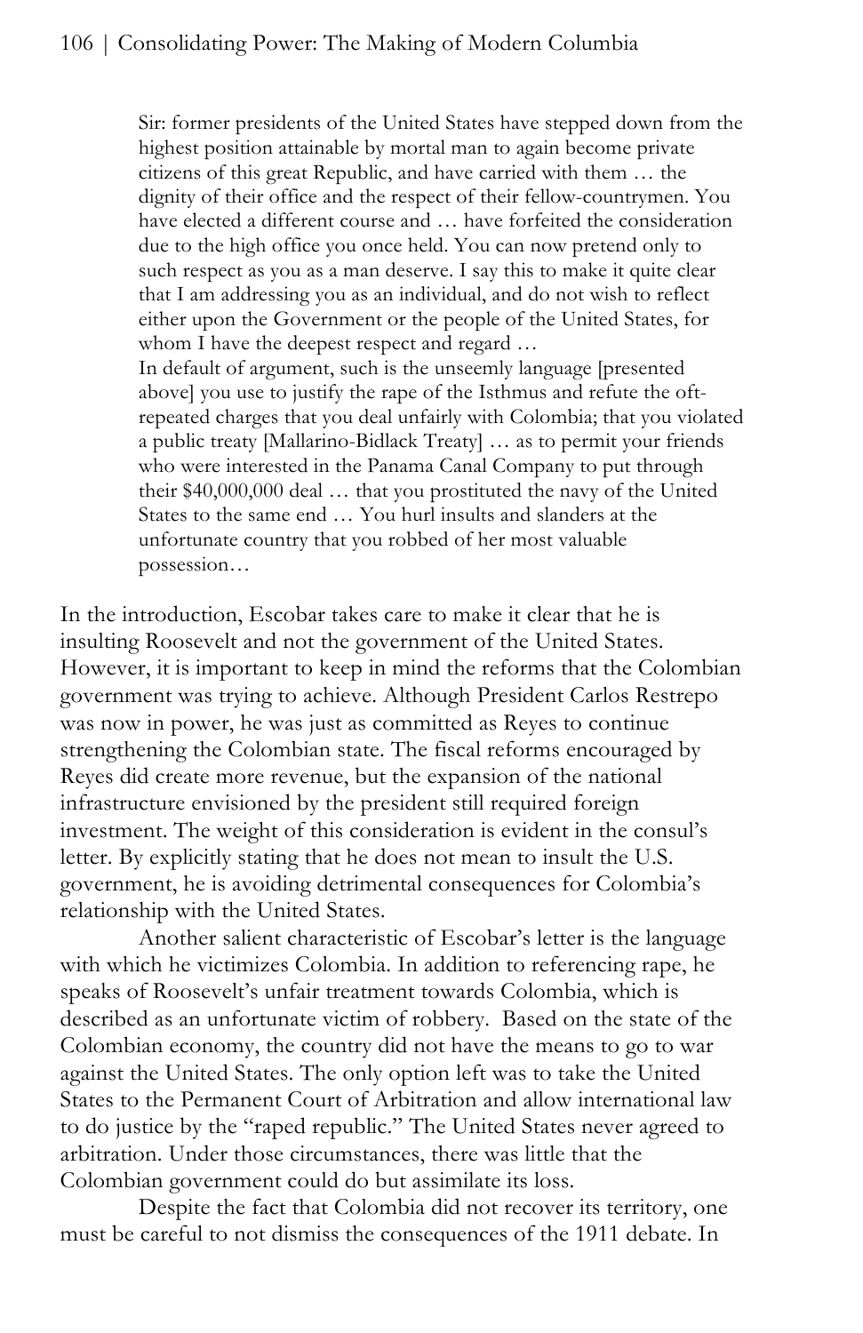> Sir: former presidents of the United States have stepped down from the highest position attainable by mortal man to again become private citizens of this great Republic, and have carried with them … the dignity of their office and the respect of their fellow-countrymen. You have elected a different course and … have forfeited the consideration due to the high office you once held. You can now pretend only to such respect as you as a man deserve. I say this to make it quite clear that I am addressing you as an individual, and do not wish to reflect either upon the Government or the people of the United States, for whom I have the deepest respect and regard …
> In default of argument, such is the unseemly language [presented above] you use to justify the rape of the Isthmus and refute the oft-repeated charges that you deal unfairly with Colombia; that you violated a public treaty [Mallarino-Bidlack Treaty] … as to permit your friends who were interested in the Panama Canal Company to put through their $40,000,000 deal … that you prostituted the navy of the United States to the same end … You hurl insults and slanders at the unfortunate country that you robbed of her most valuable possession…

In the introduction, Escobar takes care to make it clear that he is insulting Roosevelt and not the government of the United States. However, it is important to keep in mind the reforms that the Colombian government was trying to achieve. Although President Carlos Restrepo was now in power, he was just as committed as Reyes to continue strengthening the Colombian state. The fiscal reforms encouraged by Reyes did create more revenue, but the expansion of the national infrastructure envisioned by the president still required foreign investment. The weight of this consideration is evident in the consul's letter. By explicitly stating that he does not mean to insult the U.S. government, he is avoiding detrimental consequences for Colombia's relationship with the United States.

Another salient characteristic of Escobar's letter is the language with which he victimizes Colombia. In addition to referencing rape, he speaks of Roosevelt's unfair treatment towards Colombia, which is described as an unfortunate victim of robbery. Based on the state of the Colombian economy, the country did not have the means to go to war against the United States. The only option left was to take the United States to the Permanent Court of Arbitration and allow international law to do justice by the "raped republic." The United States never agreed to arbitration. Under those circumstances, there was little that the Colombian government could do but assimilate its loss.

Despite the fact that Colombia did not recover its territory, one must be careful to not dismiss the consequences of the 1911 debate. In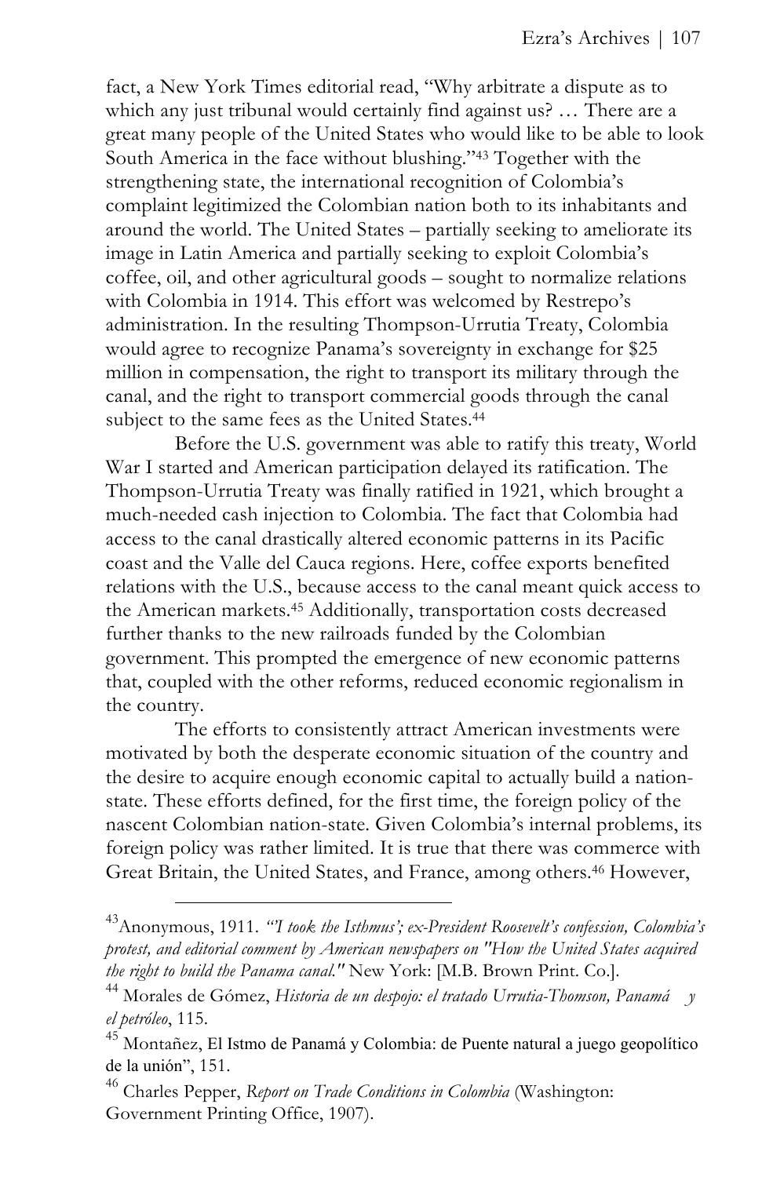fact, a New York Times editorial read, "Why arbitrate a dispute as to which any just tribunal would certainly find against us? … There are a great many people of the United States who would like to be able to look South America in the face without blushing."[43] Together with the strengthening state, the international recognition of Colombia's complaint legitimized the Colombian nation both to its inhabitants and around the world. The United States – partially seeking to ameliorate its image in Latin America and partially seeking to exploit Colombia's coffee, oil, and other agricultural goods – sought to normalize relations with Colombia in 1914. This effort was welcomed by Restrepo's administration. In the resulting Thompson-Urrutia Treaty, Colombia would agree to recognize Panama's sovereignty in exchange for $25 million in compensation, the right to transport its military through the canal, and the right to transport commercial goods through the canal subject to the same fees as the United States.[44]

Before the U.S. government was able to ratify this treaty, World War I started and American participation delayed its ratification. The Thompson-Urrutia Treaty was finally ratified in 1921, which brought a much-needed cash injection to Colombia. The fact that Colombia had access to the canal drastically altered economic patterns in its Pacific coast and the Valle del Cauca regions. Here, coffee exports benefited relations with the U.S., because access to the canal meant quick access to the American markets.[45] Additionally, transportation costs decreased further thanks to the new railroads funded by the Colombian government. This prompted the emergence of new economic patterns that, coupled with the other reforms, reduced economic regionalism in the country.

The efforts to consistently attract American investments were motivated by both the desperate economic situation of the country and the desire to acquire enough economic capital to actually build a nation-state. These efforts defined, for the first time, the foreign policy of the nascent Colombian nation-state. Given Colombia's internal problems, its foreign policy was rather limited. It is true that there was commerce with Great Britain, the United States, and France, among others.[46] However,

---

[43] Anonymous, 1911. *"I took the Isthmus'; ex-President Roosevelt's confession, Colombia's protest, and editorial comment by American newspapers on "How the United States acquired the right to build the Panama canal."* New York: [M.B. Brown Print. Co.].

[44] Morales de Gómez, *Historia de un despojo: el tratado Urrutia-Thomson, Panamá y el petróleo*, 115.

[45] Montañez, El Istmo de Panamá y Colombia: de Puente natural a juego geopolítico de la unión", 151.

[46] Charles Pepper, *Report on Trade Conditions in Colombia* (Washington: Government Printing Office, 1907).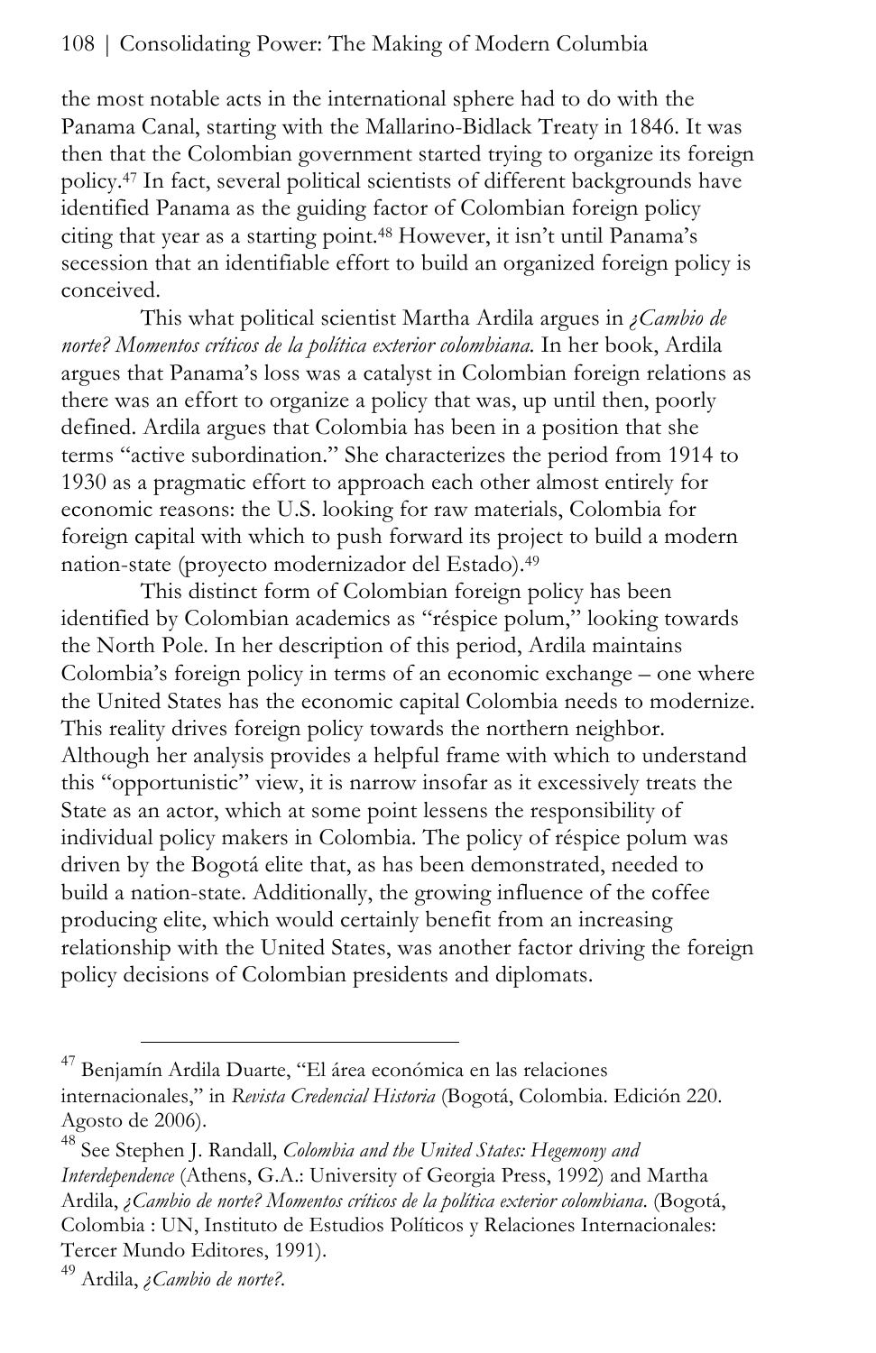the most notable acts in the international sphere had to do with the Panama Canal, starting with the Mallarino-Bidlack Treaty in 1846. It was then that the Colombian government started trying to organize its foreign policy.[47] In fact, several political scientists of different backgrounds have identified Panama as the guiding factor of Colombian foreign policy citing that year as a starting point.[48] However, it isn't until Panama's secession that an identifiable effort to build an organized foreign policy is conceived.

This what political scientist Martha Ardila argues in *¿Cambio de norte? Momentos críticos de la política exterior colombiana.* In her book, Ardila argues that Panama's loss was a catalyst in Colombian foreign relations as there was an effort to organize a policy that was, up until then, poorly defined. Ardila argues that Colombia has been in a position that she terms "active subordination." She characterizes the period from 1914 to 1930 as a pragmatic effort to approach each other almost entirely for economic reasons: the U.S. looking for raw materials, Colombia for foreign capital with which to push forward its project to build a modern nation-state (proyecto modernizador del Estado).[49]

This distinct form of Colombian foreign policy has been identified by Colombian academics as "réspice polum," looking towards the North Pole. In her description of this period, Ardila maintains Colombia's foreign policy in terms of an economic exchange – one where the United States has the economic capital Colombia needs to modernize. This reality drives foreign policy towards the northern neighbor. Although her analysis provides a helpful frame with which to understand this "opportunistic" view, it is narrow insofar as it excessively treats the State as an actor, which at some point lessens the responsibility of individual policy makers in Colombia. The policy of réspice polum was driven by the Bogotá elite that, as has been demonstrated, needed to build a nation-state. Additionally, the growing influence of the coffee producing elite, which would certainly benefit from an increasing relationship with the United States, was another factor driving the foreign policy decisions of Colombian presidents and diplomats.

---

[47] Benjamín Ardila Duarte, "El área económica en las relaciones internacionales," in *Revista Credencial Historia* (Bogotá, Colombia. Edición 220. Agosto de 2006).

[48] See Stephen J. Randall, *Colombia and the United States: Hegemony and Interdependence* (Athens, G.A.: University of Georgia Press, 1992) and Martha Ardila, *¿Cambio de norte? Momentos críticos de la política exterior colombiana*. (Bogotá, Colombia : UN, Instituto de Estudios Políticos y Relaciones Internacionales: Tercer Mundo Editores, 1991).

[49] Ardila, *¿Cambio de norte?*.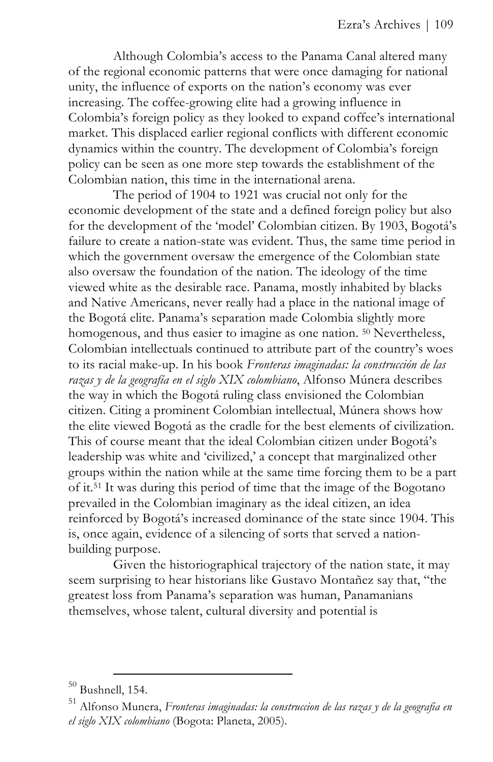Although Colombia's access to the Panama Canal altered many of the regional economic patterns that were once damaging for national unity, the influence of exports on the nation's economy was ever increasing. The coffee-growing elite had a growing influence in Colombia's foreign policy as they looked to expand coffee's international market. This displaced earlier regional conflicts with different economic dynamics within the country. The development of Colombia's foreign policy can be seen as one more step towards the establishment of the Colombian nation, this time in the international arena.

The period of 1904 to 1921 was crucial not only for the economic development of the state and a defined foreign policy but also for the development of the 'model' Colombian citizen. By 1903, Bogotá's failure to create a nation-state was evident. Thus, the same time period in which the government oversaw the emergence of the Colombian state also oversaw the foundation of the nation. The ideology of the time viewed white as the desirable race. Panama, mostly inhabited by blacks and Native Americans, never really had a place in the national image of the Bogotá elite. Panama's separation made Colombia slightly more homogenous, and thus easier to imagine as one nation. [50] Nevertheless, Colombian intellectuals continued to attribute part of the country's woes to its racial make-up. In his book *Fronteras imaginadas: la construcción de las razas y de la geografía en el siglo XIX colombiano*, Alfonso Múnera describes the way in which the Bogotá ruling class envisioned the Colombian citizen. Citing a prominent Colombian intellectual, Múnera shows how the elite viewed Bogotá as the cradle for the best elements of civilization. This of course meant that the ideal Colombian citizen under Bogotá's leadership was white and 'civilized,' a concept that marginalized other groups within the nation while at the same time forcing them to be a part of it.[51] It was during this period of time that the image of the Bogotano prevailed in the Colombian imaginary as the ideal citizen, an idea reinforced by Bogotá's increased dominance of the state since 1904. This is, once again, evidence of a silencing of sorts that served a nation-building purpose.

Given the historiographical trajectory of the nation state, it may seem surprising to hear historians like Gustavo Montañez say that, "the greatest loss from Panama's separation was human, Panamanians themselves, whose talent, cultural diversity and potential is

---

[50] Bushnell, 154.

[51] Alfonso Munera, *Fronteras imaginadas: la construccion de las razas y de la geografia en el siglo XIX colombiano* (Bogota: Planeta, 2005).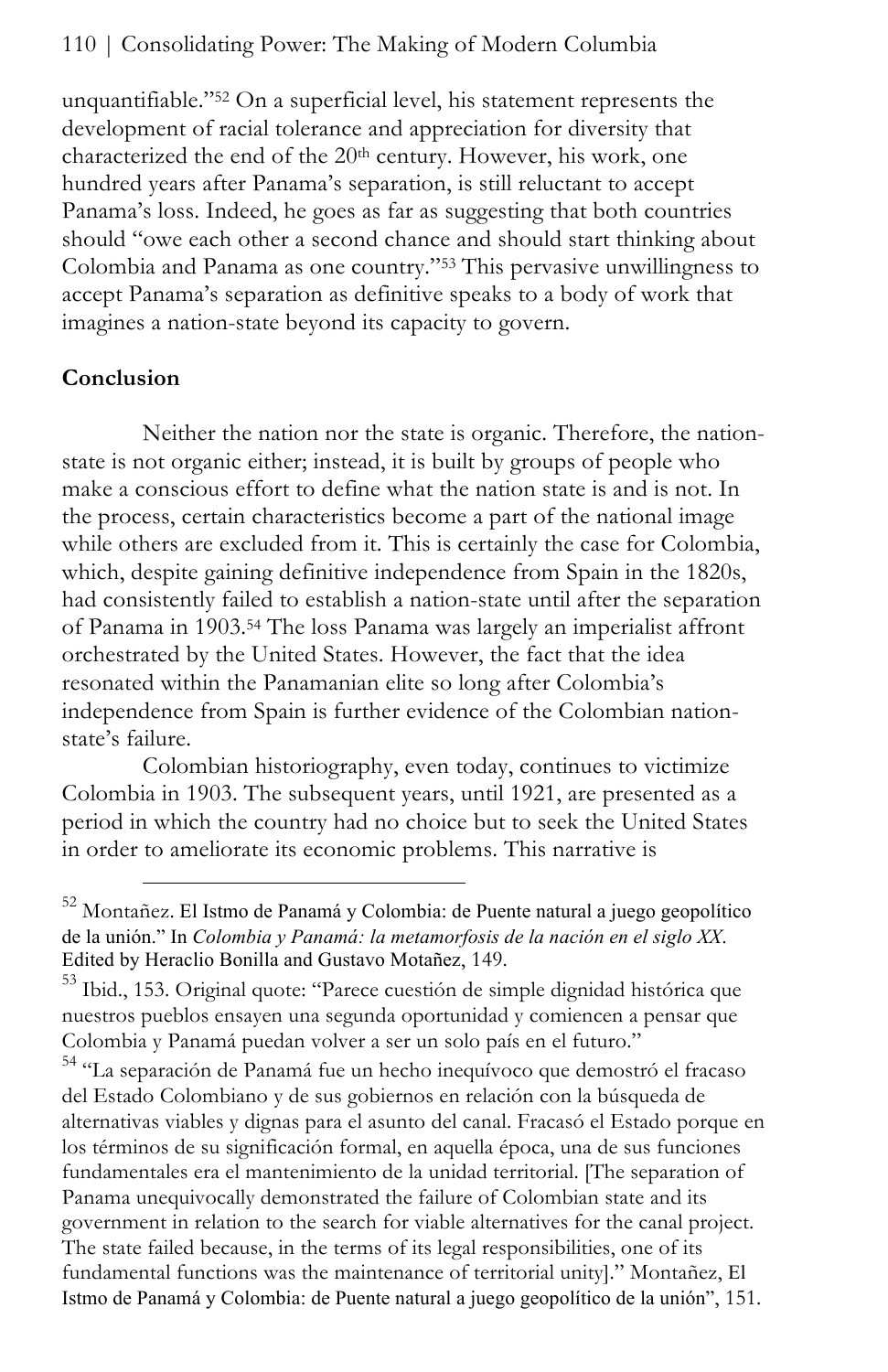unquantifiable."[52] On a superficial level, his statement represents the development of racial tolerance and appreciation for diversity that characterized the end of the 20th century. However, his work, one hundred years after Panama's separation, is still reluctant to accept Panama's loss. Indeed, he goes as far as suggesting that both countries should "owe each other a second chance and should start thinking about Colombia and Panama as one country."[53] This pervasive unwillingness to accept Panama's separation as definitive speaks to a body of work that imagines a nation-state beyond its capacity to govern.

**Conclusion**

Neither the nation nor the state is organic. Therefore, the nation-state is not organic either; instead, it is built by groups of people who make a conscious effort to define what the nation state is and is not. In the process, certain characteristics become a part of the national image while others are excluded from it. This is certainly the case for Colombia, which, despite gaining definitive independence from Spain in the 1820s, had consistently failed to establish a nation-state until after the separation of Panama in 1903.[54] The loss Panama was largely an imperialist affront orchestrated by the United States. However, the fact that the idea resonated within the Panamanian elite so long after Colombia's independence from Spain is further evidence of the Colombian nation-state's failure.

Colombian historiography, even today, continues to victimize Colombia in 1903. The subsequent years, until 1921, are presented as a period in which the country had no choice but to seek the United States in order to ameliorate its economic problems. This narrative is

---

[52] Montañez. El Istmo de Panamá y Colombia: de Puente natural a juego geopolítico de la unión." In *Colombia y Panamá: la metamorfosis de la nación en el siglo XX.* Edited by Heraclio Bonilla and Gustavo Motañez, 149.

[53] Ibid., 153. Original quote: "Parece cuestión de simple dignidad histórica que nuestros pueblos ensayen una segunda oportunidad y comiencen a pensar que Colombia y Panamá puedan volver a ser un solo país en el futuro."

[54] "La separación de Panamá fue un hecho inequívoco que demostró el fracaso del Estado Colombiano y de sus gobiernos en relación con la búsqueda de alternativas viables y dignas para el asunto del canal. Fracasó el Estado porque en los términos de su significación formal, en aquella época, una de sus funciones fundamentales era el mantenimiento de la unidad territorial. [The separation of Panama unequivocally demonstrated the failure of Colombian state and its government in relation to the search for viable alternatives for the canal project. The state failed because, in the terms of its legal responsibilities, one of its fundamental functions was the maintenance of territorial unity]." Montañez, El Istmo de Panamá y Colombia: de Puente natural a juego geopolítico de la unión", 151.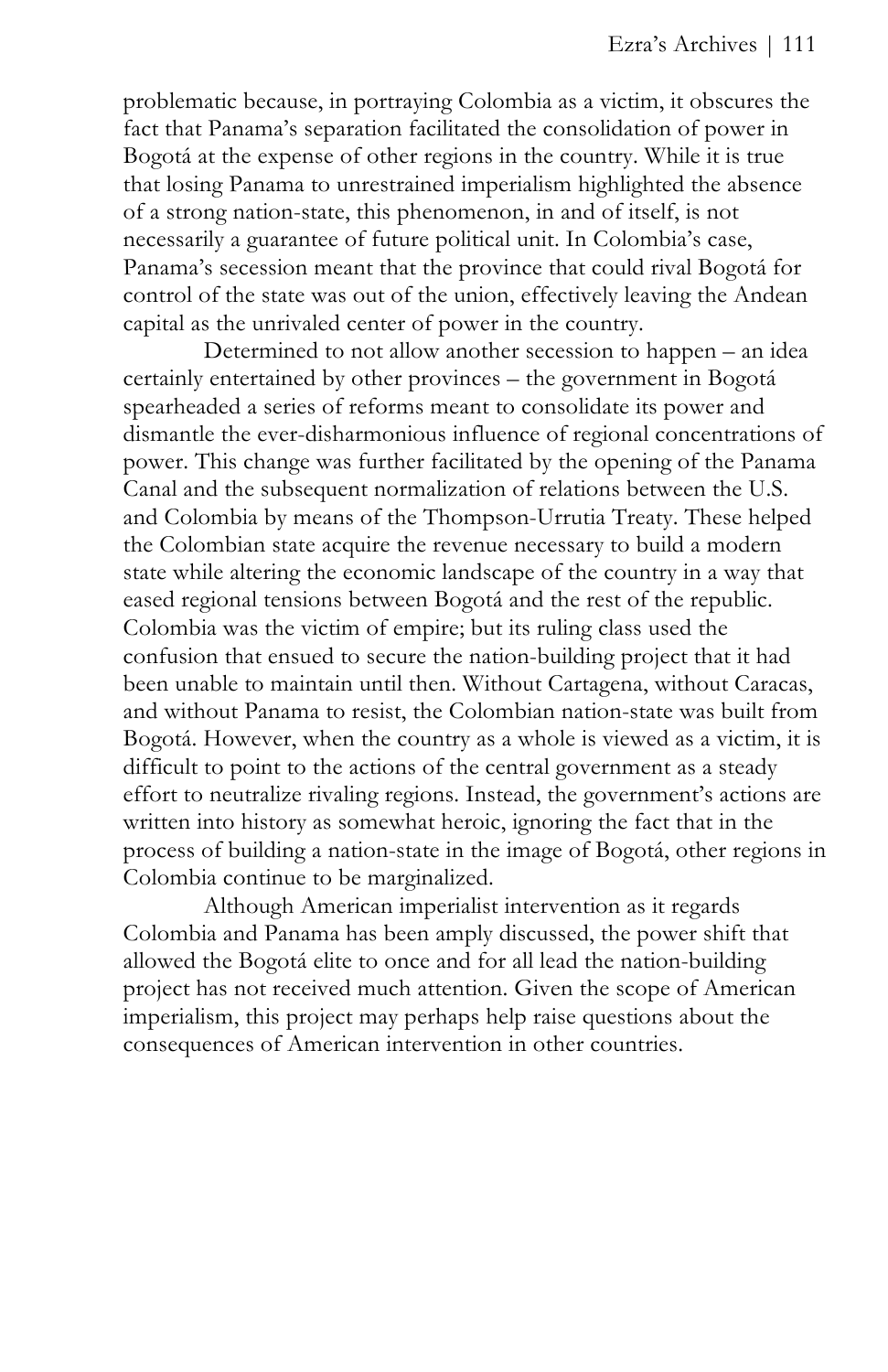problematic because, in portraying Colombia as a victim, it obscures the fact that Panama's separation facilitated the consolidation of power in Bogotá at the expense of other regions in the country. While it is true that losing Panama to unrestrained imperialism highlighted the absence of a strong nation-state, this phenomenon, in and of itself, is not necessarily a guarantee of future political unit. In Colombia's case, Panama's secession meant that the province that could rival Bogotá for control of the state was out of the union, effectively leaving the Andean capital as the unrivaled center of power in the country.

Determined to not allow another secession to happen – an idea certainly entertained by other provinces – the government in Bogotá spearheaded a series of reforms meant to consolidate its power and dismantle the ever-disharmonious influence of regional concentrations of power. This change was further facilitated by the opening of the Panama Canal and the subsequent normalization of relations between the U.S. and Colombia by means of the Thompson-Urrutia Treaty. These helped the Colombian state acquire the revenue necessary to build a modern state while altering the economic landscape of the country in a way that eased regional tensions between Bogotá and the rest of the republic. Colombia was the victim of empire; but its ruling class used the confusion that ensued to secure the nation-building project that it had been unable to maintain until then. Without Cartagena, without Caracas, and without Panama to resist, the Colombian nation-state was built from Bogotá. However, when the country as a whole is viewed as a victim, it is difficult to point to the actions of the central government as a steady effort to neutralize rivaling regions. Instead, the government's actions are written into history as somewhat heroic, ignoring the fact that in the process of building a nation-state in the image of Bogotá, other regions in Colombia continue to be marginalized.

Although American imperialist intervention as it regards Colombia and Panama has been amply discussed, the power shift that allowed the Bogotá elite to once and for all lead the nation-building project has not received much attention. Given the scope of American imperialism, this project may perhaps help raise questions about the consequences of American intervention in other countries.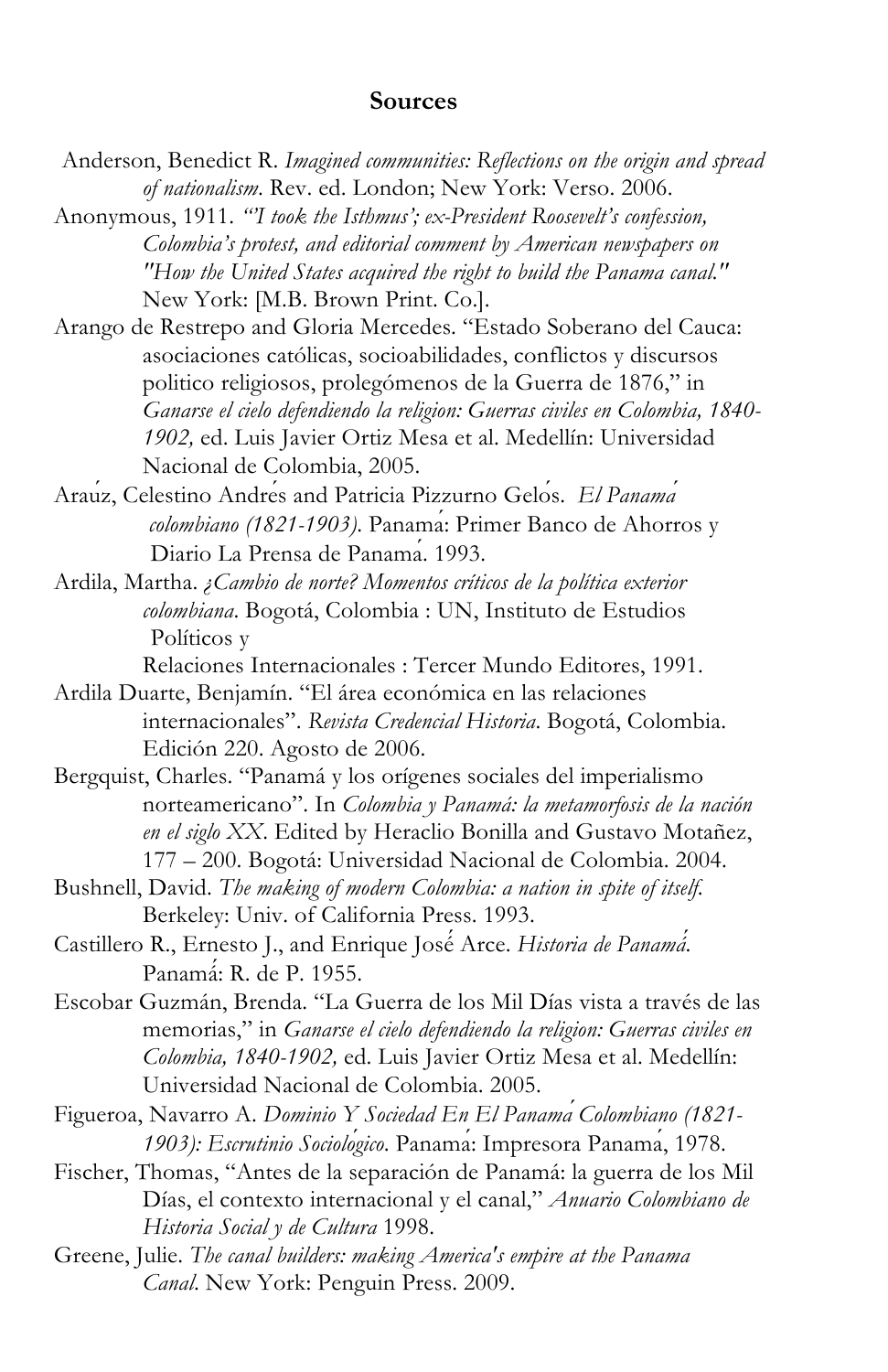## Sources

Anderson, Benedict R. *Imagined communities: Reflections on the origin and spread of nationalism*. Rev. ed. London; New York: Verso. 2006.

Anonymous, 1911. *"'I took the Isthmus'; ex-President Roosevelt's confession, Colombia's protest, and editorial comment by American newspapers on "How the United States acquired the right to build the Panama canal."* New York: [M.B. Brown Print. Co.].

Arango de Restrepo and Gloria Mercedes. "Estado Soberano del Cauca: asociaciones católicas, socioabilidades, conflictos y discursos politico religiosos, prolegómenos de la Guerra de 1876," in *Ganarse el cielo defendiendo la religion: Guerras civiles en Colombia, 1840-1902,* ed. Luis Javier Ortiz Mesa et al. Medellín: Universidad Nacional de Colombia, 2005.

Araúz, Celestino Andrés and Patricia Pizzurno Gelós. *El Panamá colombiano (1821-1903).* Panamá: Primer Banco de Ahorros y Diario La Prensa de Panamá. 1993.

Ardila, Martha. *¿Cambio de norte? Momentos críticos de la política exterior colombiana*. Bogotá, Colombia : UN, Instituto de Estudios Políticos y Relaciones Internacionales : Tercer Mundo Editores, 1991.

Ardila Duarte, Benjamín. "El área económica en las relaciones internacionales". *Revista Credencial Historia*. Bogotá, Colombia. Edición 220. Agosto de 2006.

Bergquist, Charles. "Panamá y los orígenes sociales del imperialismo norteamericano". In *Colombia y Panamá: la metamorfosis de la nación en el siglo XX*. Edited by Heraclio Bonilla and Gustavo Motañez, 177 – 200. Bogotá: Universidad Nacional de Colombia. 2004.

Bushnell, David. *The making of modern Colombia: a nation in spite of itself.* Berkeley: Univ. of California Press. 1993.

Castillero R., Ernesto J., and Enrique José Arce. *Historia de Panamá.* Panamá: R. de P. 1955.

Escobar Guzmán, Brenda. "La Guerra de los Mil Días vista a través de las memorias," in *Ganarse el cielo defendiendo la religion: Guerras civiles en Colombia, 1840-1902,* ed. Luis Javier Ortiz Mesa et al. Medellín: Universidad Nacional de Colombia. 2005.

Figueroa, Navarro A. *Dominio Y Sociedad En El Panamá Colombiano (1821-1903): Escrutinio Sociológico.* Panamá: Impresora Panamá, 1978.

Fischer, Thomas, "Antes de la separación de Panamá: la guerra de los Mil Días, el contexto internacional y el canal," *Anuario Colombiano de Historia Social y de Cultura* 1998.

Greene, Julie. *The canal builders: making America's empire at the Panama Canal*. New York: Penguin Press. 2009.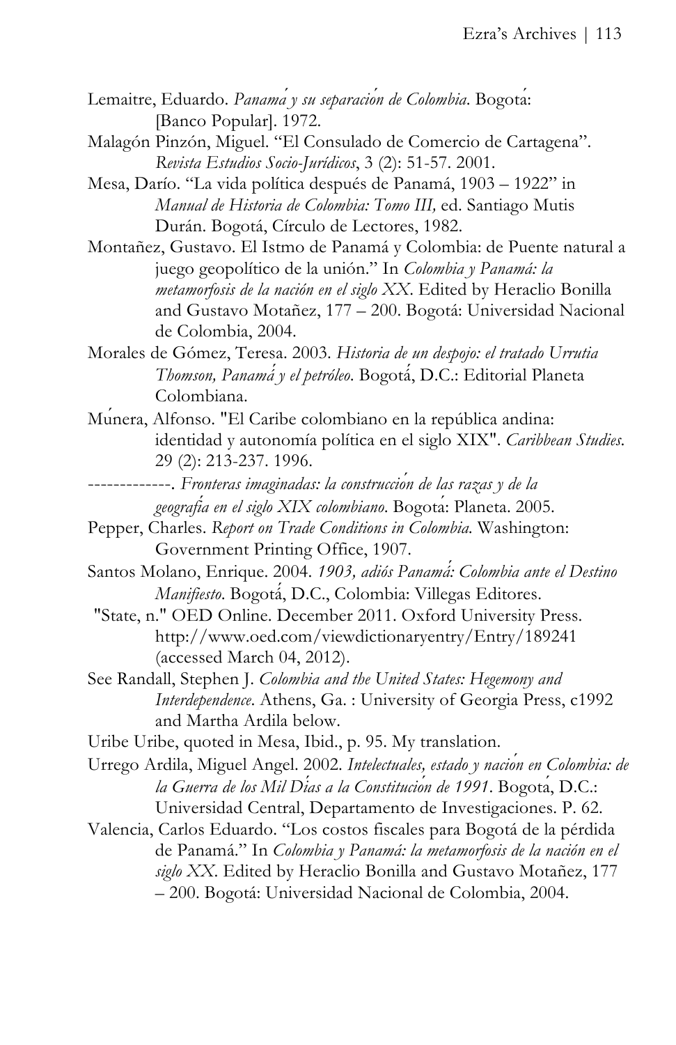Lemaitre, Eduardo. *Panamá y su separación de Colombia*. Bogotá: [Banco Popular]. 1972.

Malagón Pinzón, Miguel. "El Consulado de Comercio de Cartagena". *Revista Estudios Socio-Jurídicos*, 3 (2): 51-57. 2001.

Mesa, Darío. "La vida política después de Panamá, 1903 – 1922" in *Manual de Historia de Colombia: Tomo III,* ed. Santiago Mutis Durán. Bogotá, Círculo de Lectores, 1982.

Montañez, Gustavo. El Istmo de Panamá y Colombia: de Puente natural a juego geopolítico de la unión." In *Colombia y Panamá: la metamorfosis de la nación en el siglo XX*. Edited by Heraclio Bonilla and Gustavo Motañez, 177 – 200. Bogotá: Universidad Nacional de Colombia, 2004.

Morales de Gómez, Teresa. 2003. *Historia de un despojo: el tratado Urrutia Thomson, Panamá y el petróleo*. Bogotá, D.C.: Editorial Planeta Colombiana.

Múnera, Alfonso. "El Caribe colombiano en la república andina: identidad y autonomía política en el siglo XIX". *Caribbean Studies*. 29 (2): 213-237. 1996.

-------------. *Fronteras imaginadas: la construcción de las razas y de la geografía en el siglo XIX colombiano*. Bogotá: Planeta. 2005.

Pepper, Charles. *Report on Trade Conditions in Colombia.* Washington: Government Printing Office, 1907.

Santos Molano, Enrique. 2004. *1903, adiós Panamá: Colombia ante el Destino Manifiesto*. Bogotá, D.C., Colombia: Villegas Editores.

"State, n." OED Online. December 2011. Oxford University Press. http://www.oed.com/viewdictionaryentry/Entry/189241 (accessed March 04, 2012).

See Randall, Stephen J. *Colombia and the United States: Hegemony and Interdependence*. Athens, Ga. : University of Georgia Press, c1992 and Martha Ardila below.

Uribe Uribe, quoted in Mesa, Ibid., p. 95. My translation.

Urrego Ardila, Miguel Angel. 2002. *Intelectuales, estado y nación en Colombia: de la Guerra de los Mil Días a la Constitución de 1991*. Bogotá, D.C.: Universidad Central, Departamento de Investigaciones. P. 62.

Valencia, Carlos Eduardo. "Los costos fiscales para Bogotá de la pérdida de Panamá." In *Colombia y Panamá: la metamorfosis de la nación en el siglo XX*. Edited by Heraclio Bonilla and Gustavo Motañez, 177 – 200. Bogotá: Universidad Nacional de Colombia, 2004.